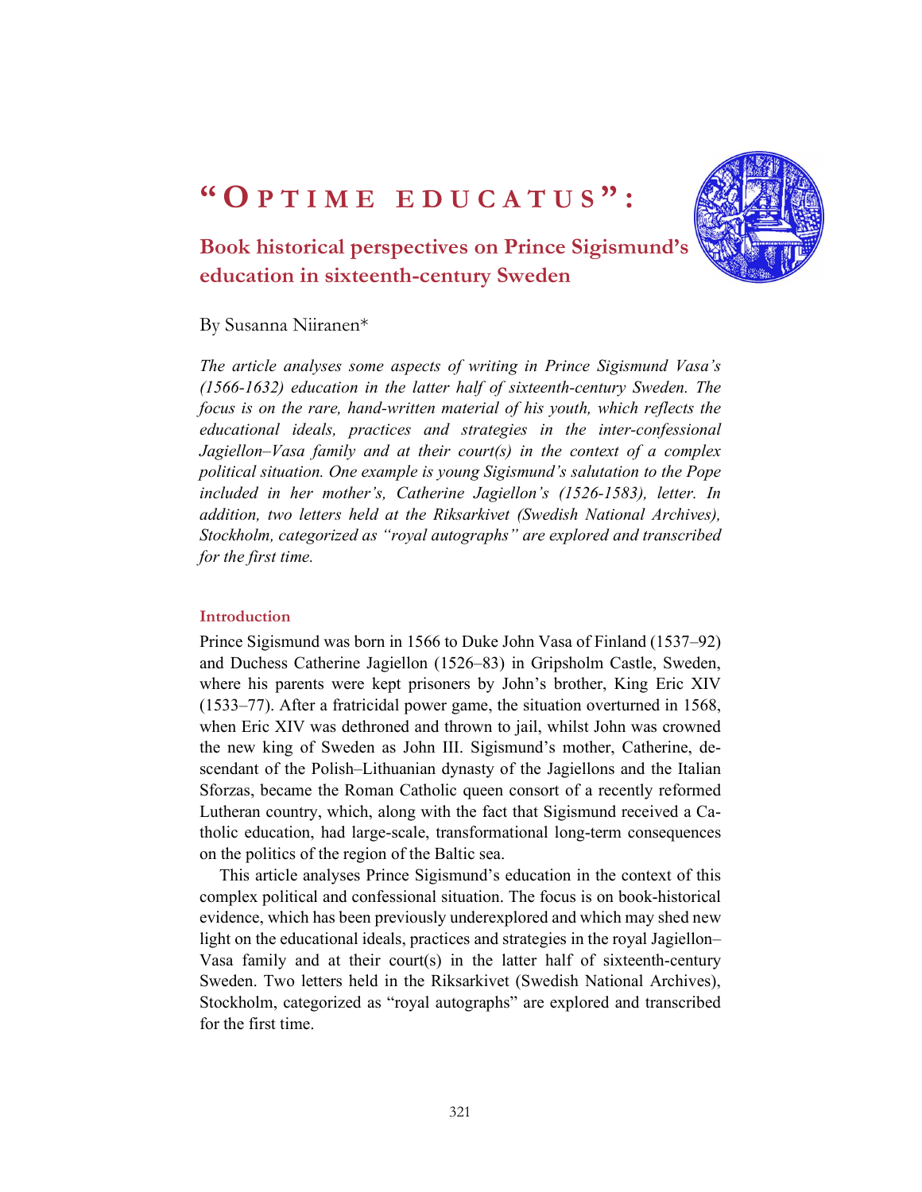# "Optime educatus":

## Book historical perspectives on Prince Sigismund's education in sixteenth-century Sweden

By Susanna Niiranen*

*The article analyses some aspects of writing in Prince Sigismund Vasa's (1566-1632) education in the latter half of sixteenth-century Sweden. The focus is on the rare, hand-written material of his youth, which reflects the educational ideals, practices and strategies in the inter-confessional Jagiellon–Vasa family and at their court(s) in the context of a complex political situation. One example is young Sigismund's salutation to the Pope included in her mother's, Catherine Jagiellon's (1526-1583), letter. In addition, two letters held at the Riksarkivet (Swedish National Archives), Stockholm, categorized as "royal autographs" are explored and transcribed for the first time.*

### Introduction

Prince Sigismund was born in 1566 to Duke John Vasa of Finland (1537–92) and Duchess Catherine Jagiellon (1526–83) in Gripsholm Castle, Sweden, where his parents were kept prisoners by John's brother, King Eric XIV (1533–77). After a fratricidal power game, the situation overturned in 1568, when Eric XIV was dethroned and thrown to jail, whilst John was crowned the new king of Sweden as John III. Sigismund's mother, Catherine, descendant of the Polish–Lithuanian dynasty of the Jagiellons and the Italian Sforzas, became the Roman Catholic queen consort of a recently reformed Lutheran country, which, along with the fact that Sigismund received a Catholic education, had large-scale, transformational long-term consequences on the politics of the region of the Baltic sea.

This article analyses Prince Sigismund's education in the context of this complex political and confessional situation. The focus is on book-historical evidence, which has been previously underexplored and which may shed new light on the educational ideals, practices and strategies in the royal Jagiellon–Vasa family and at their court(s) in the latter half of sixteenth-century Sweden. Two letters held in the Riksarkivet (Swedish National Archives), Stockholm, categorized as "royal autographs" are explored and transcribed for the first time.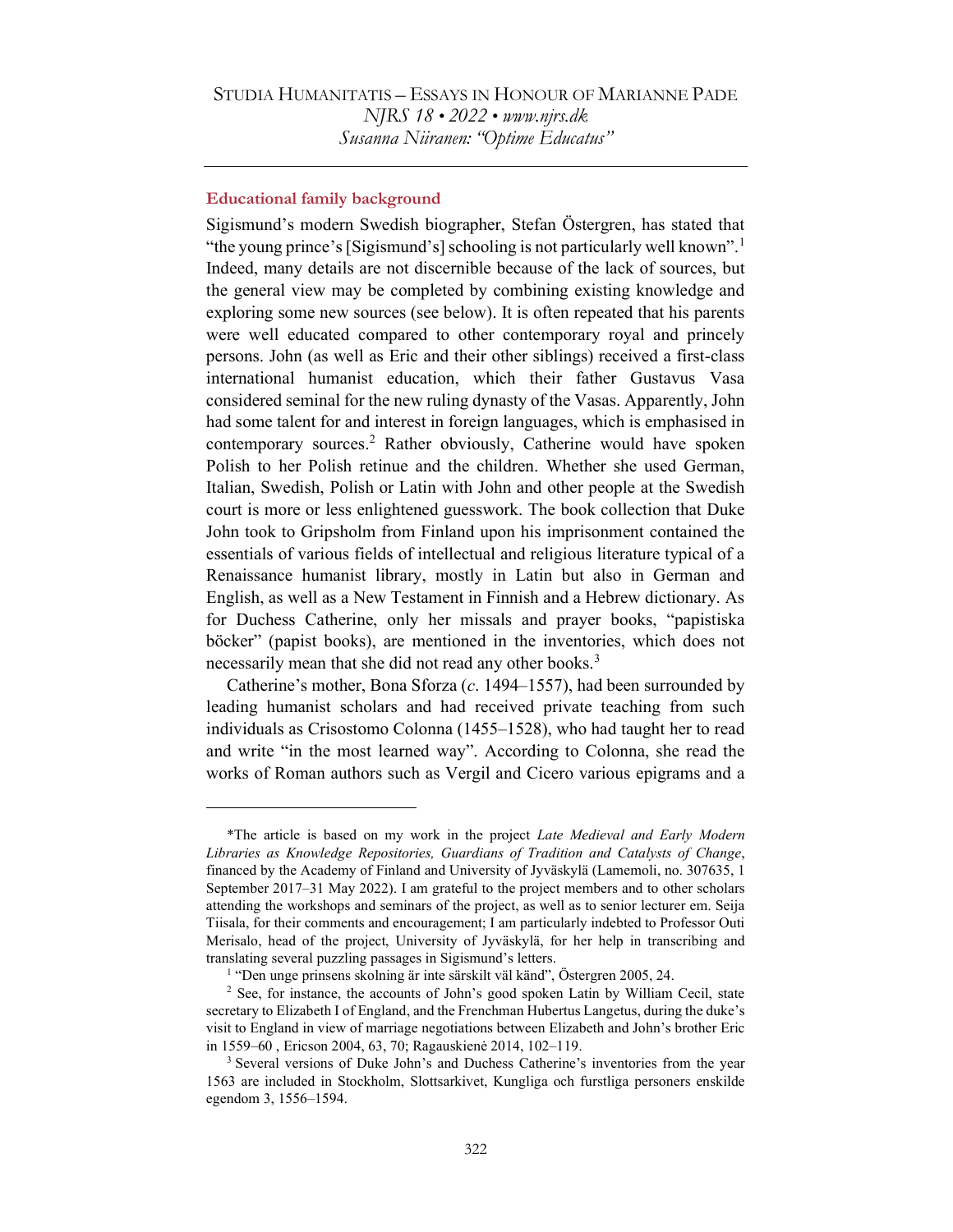### Educational family background

Sigismund's modern Swedish biographer, Stefan Östergren, has stated that "the young prince's [Sigismund's] schooling is not particularly well known".[1] Indeed, many details are not discernible because of the lack of sources, but the general view may be completed by combining existing knowledge and exploring some new sources (see below). It is often repeated that his parents were well educated compared to other contemporary royal and princely persons. John (as well as Eric and their other siblings) received a first-class international humanist education, which their father Gustavus Vasa considered seminal for the new ruling dynasty of the Vasas. Apparently, John had some talent for and interest in foreign languages, which is emphasised in contemporary sources.[2] Rather obviously, Catherine would have spoken Polish to her Polish retinue and the children. Whether she used German, Italian, Swedish, Polish or Latin with John and other people at the Swedish court is more or less enlightened guesswork. The book collection that Duke John took to Gripsholm from Finland upon his imprisonment contained the essentials of various fields of intellectual and religious literature typical of a Renaissance humanist library, mostly in Latin but also in German and English, as well as a New Testament in Finnish and a Hebrew dictionary. As for Duchess Catherine, only her missals and prayer books, "papistiska böcker" (papist books), are mentioned in the inventories, which does not necessarily mean that she did not read any other books.[3]

Catherine's mother, Bona Sforza (*c*. 1494–1557), had been surrounded by leading humanist scholars and had received private teaching from such individuals as Crisostomo Colonna (1455–1528), who had taught her to read and write "in the most learned way". According to Colonna, she read the works of Roman authors such as Vergil and Cicero various epigrams and a

---

*The article is based on my work in the project *Late Medieval and Early Modern Libraries as Knowledge Repositories, Guardians of Tradition and Catalysts of Change*, financed by the Academy of Finland and University of Jyväskylä (Lamemoli, no. 307635, 1 September 2017–31 May 2022). I am grateful to the project members and to other scholars attending the workshops and seminars of the project, as well as to senior lecturer em. Seija Tiisala, for their comments and encouragement; I am particularly indebted to Professor Outi Merisalo, head of the project, University of Jyväskylä, for her help in transcribing and translating several puzzling passages in Sigismund's letters.

[1] "Den unge prinsens skolning är inte särskilt väl känd", Östergren 2005, 24.

[2] See, for instance, the accounts of John's good spoken Latin by William Cecil, state secretary to Elizabeth I of England, and the Frenchman Hubertus Langetus, during the duke's visit to England in view of marriage negotiations between Elizabeth and John's brother Eric in 1559–60 , Ericson 2004, 63, 70; Ragauskienė 2014, 102–119.

[3] Several versions of Duke John's and Duchess Catherine's inventories from the year 1563 are included in Stockholm, Slottsarkivet, Kungliga och furstliga personers enskilde egendom 3, 1556–1594.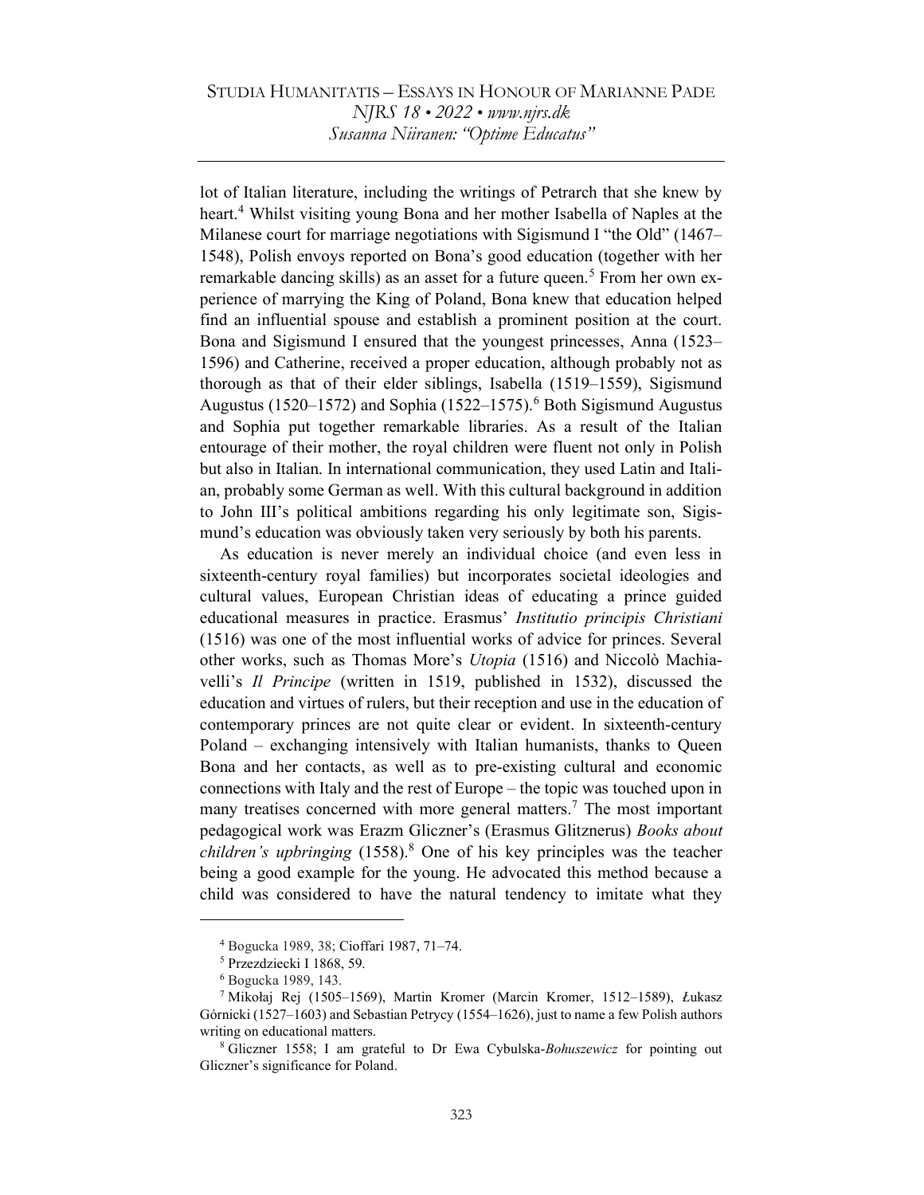lot of Italian literature, including the writings of Petrarch that she knew by heart.[4] Whilst visiting young Bona and her mother Isabella of Naples at the Milanese court for marriage negotiations with Sigismund I "the Old" (1467–1548), Polish envoys reported on Bona's good education (together with her remarkable dancing skills) as an asset for a future queen.[5] From her own experience of marrying the King of Poland, Bona knew that education helped find an influential spouse and establish a prominent position at the court. Bona and Sigismund I ensured that the youngest princesses, Anna (1523–1596) and Catherine, received a proper education, although probably not as thorough as that of their elder siblings, Isabella (1519–1559), Sigismund Augustus (1520–1572) and Sophia (1522–1575).[6] Both Sigismund Augustus and Sophia put together remarkable libraries. As a result of the Italian entourage of their mother, the royal children were fluent not only in Polish but also in Italian. In international communication, they used Latin and Italian, probably some German as well. With this cultural background in addition to John III's political ambitions regarding his only legitimate son, Sigismund's education was obviously taken very seriously by both his parents.

As education is never merely an individual choice (and even less in sixteenth-century royal families) but incorporates societal ideologies and cultural values, European Christian ideas of educating a prince guided educational measures in practice. Erasmus' *Institutio principis Christiani* (1516) was one of the most influential works of advice for princes. Several other works, such as Thomas More's *Utopia* (1516) and Niccolò Machiavelli's *Il Principe* (written in 1519, published in 1532), discussed the education and virtues of rulers, but their reception and use in the education of contemporary princes are not quite clear or evident. In sixteenth-century Poland – exchanging intensively with Italian humanists, thanks to Queen Bona and her contacts, as well as to pre-existing cultural and economic connections with Italy and the rest of Europe – the topic was touched upon in many treatises concerned with more general matters.[7] The most important pedagogical work was Erazm Gliczner's (Erasmus Glitznerus) *Books about children's upbringing* (1558).[8] One of his key principles was the teacher being a good example for the young. He advocated this method because a child was considered to have the natural tendency to imitate what they

---

[4] Bogucka 1989, 38; Cioffari 1987, 71–74.

[5] Przezdziecki I 1868, 59.

[6] Bogucka 1989, 143.

[7] Mikołaj Rej (1505–1569), Martin Kromer (Marcin Kromer, 1512–1589), Łukasz Górnicki (1527–1603) and Sebastian Petrycy (1554–1626), just to name a few Polish authors writing on educational matters.

[8] Gliczner 1558; I am grateful to Dr Ewa Cybulska-*Bohuszewicz* for pointing out Gliczner's significance for Poland.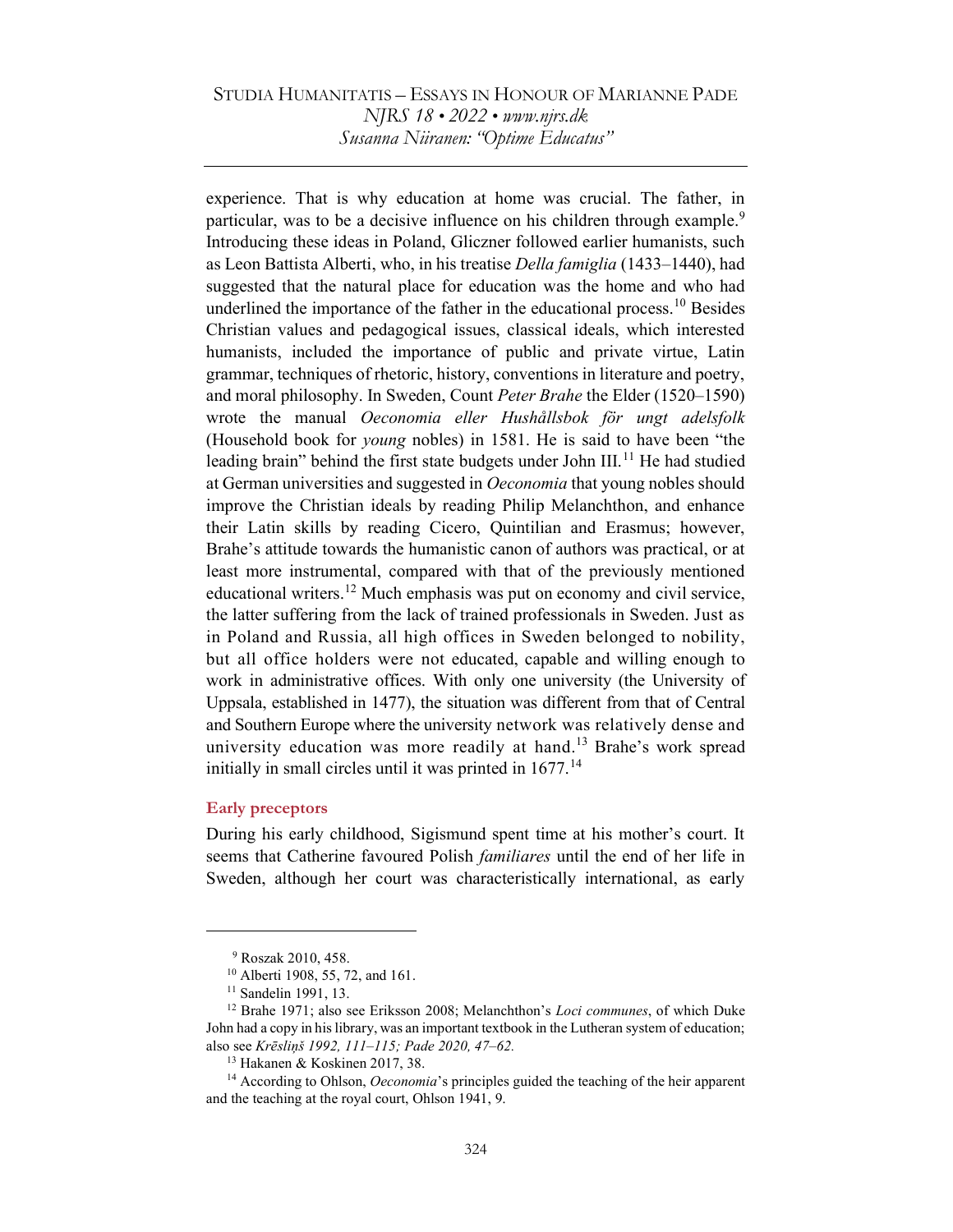experience. That is why education at home was crucial. The father, in particular, was to be a decisive influence on his children through example.[9] Introducing these ideas in Poland, Gliczner followed earlier humanists, such as Leon Battista Alberti, who, in his treatise *Della famiglia* (1433–1440), had suggested that the natural place for education was the home and who had underlined the importance of the father in the educational process.[10] Besides Christian values and pedagogical issues, classical ideals, which interested humanists, included the importance of public and private virtue, Latin grammar, techniques of rhetoric, history, conventions in literature and poetry, and moral philosophy. In Sweden, Count *Peter Brahe* the Elder (1520–1590) wrote the manual *Oeconomia eller Hushållsbok för ungt adelsfolk* (Household book for *young* nobles) in 1581. He is said to have been "the leading brain" behind the first state budgets under John III.[11] He had studied at German universities and suggested in *Oeconomia* that young nobles should improve the Christian ideals by reading Philip Melanchthon, and enhance their Latin skills by reading Cicero, Quintilian and Erasmus; however, Brahe's attitude towards the humanistic canon of authors was practical, or at least more instrumental, compared with that of the previously mentioned educational writers.[12] Much emphasis was put on economy and civil service, the latter suffering from the lack of trained professionals in Sweden. Just as in Poland and Russia, all high offices in Sweden belonged to nobility, but all office holders were not educated, capable and willing enough to work in administrative offices. With only one university (the University of Uppsala, established in 1477), the situation was different from that of Central and Southern Europe where the university network was relatively dense and university education was more readily at hand.[13] Brahe's work spread initially in small circles until it was printed in 1677.[14]

### Early preceptors

During his early childhood, Sigismund spent time at his mother's court. It seems that Catherine favoured Polish *familiares* until the end of her life in Sweden, although her court was characteristically international, as early

---

[9] Roszak 2010, 458.

[10] Alberti 1908, 55, 72, and 161.

[11] Sandelin 1991, 13.

[12] Brahe 1971; also see Eriksson 2008; Melanchthon's *Loci communes*, of which Duke John had a copy in his library, was an important textbook in the Lutheran system of education; also see *Krēsliņš 1992, 111–115; Pade 2020, 47–62.*

[13] Hakanen & Koskinen 2017, 38.

[14] According to Ohlson, *Oeconomia*'s principles guided the teaching of the heir apparent and the teaching at the royal court, Ohlson 1941, 9.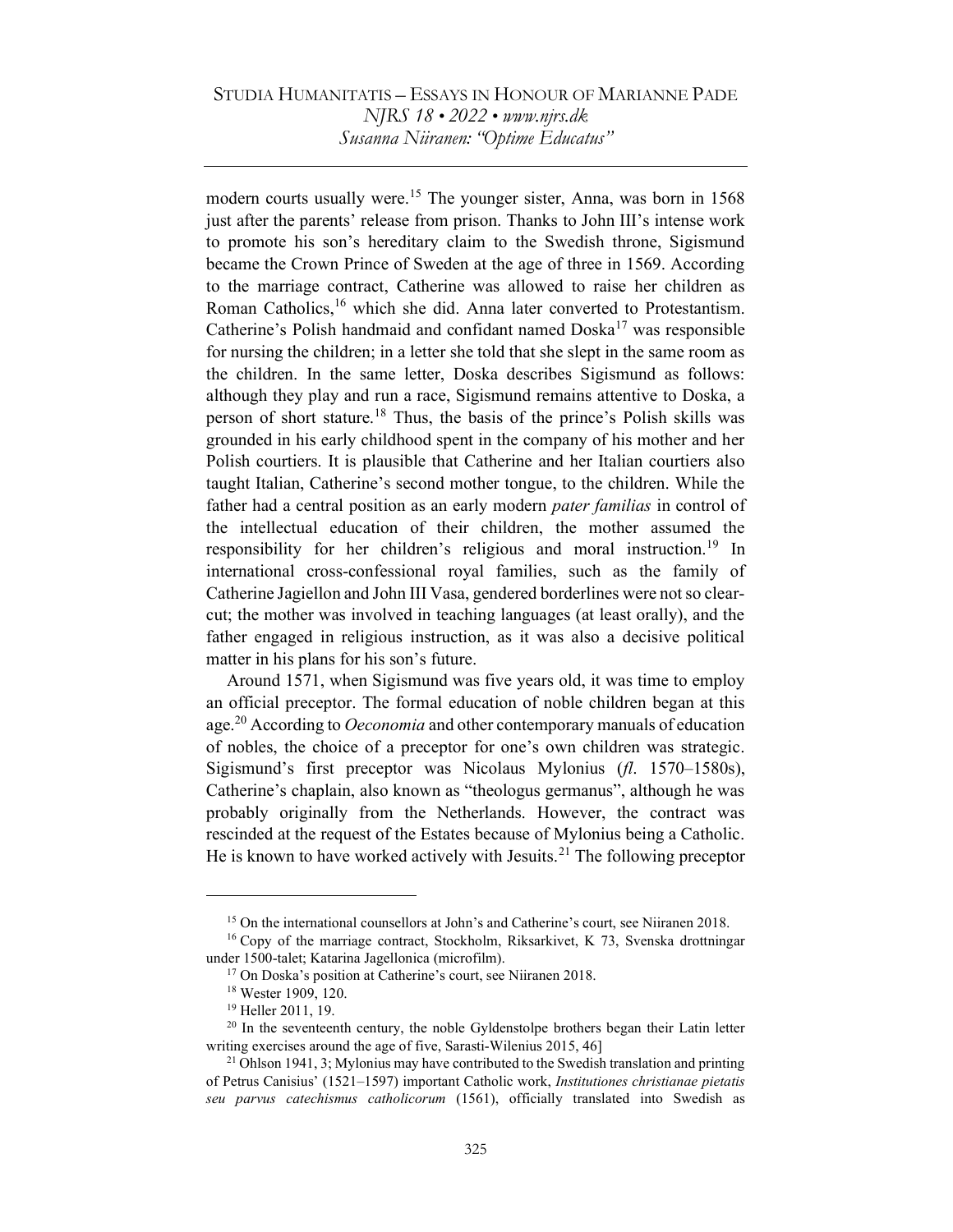modern courts usually were.[15] The younger sister, Anna, was born in 1568 just after the parents' release from prison. Thanks to John III's intense work to promote his son's hereditary claim to the Swedish throne, Sigismund became the Crown Prince of Sweden at the age of three in 1569. According to the marriage contract, Catherine was allowed to raise her children as Roman Catholics,[16] which she did. Anna later converted to Protestantism. Catherine's Polish handmaid and confidant named Doska[17] was responsible for nursing the children; in a letter she told that she slept in the same room as the children. In the same letter, Doska describes Sigismund as follows: although they play and run a race, Sigismund remains attentive to Doska, a person of short stature.[18] Thus, the basis of the prince's Polish skills was grounded in his early childhood spent in the company of his mother and her Polish courtiers. It is plausible that Catherine and her Italian courtiers also taught Italian, Catherine's second mother tongue, to the children. While the father had a central position as an early modern *pater familias* in control of the intellectual education of their children, the mother assumed the responsibility for her children's religious and moral instruction.[19] In international cross-confessional royal families, such as the family of Catherine Jagiellon and John III Vasa, gendered borderlines were not so clear-cut; the mother was involved in teaching languages (at least orally), and the father engaged in religious instruction, as it was also a decisive political matter in his plans for his son's future.

Around 1571, when Sigismund was five years old, it was time to employ an official preceptor. The formal education of noble children began at this age.[20] According to *Oeconomia* and other contemporary manuals of education of nobles, the choice of a preceptor for one's own children was strategic. Sigismund's first preceptor was Nicolaus Mylonius (*fl*. 1570–1580s), Catherine's chaplain, also known as "theologus germanus", although he was probably originally from the Netherlands. However, the contract was rescinded at the request of the Estates because of Mylonius being a Catholic. He is known to have worked actively with Jesuits.[21] The following preceptor

---

[15] On the international counsellors at John's and Catherine's court, see Niiranen 2018.

[16] Copy of the marriage contract, Stockholm, Riksarkivet, K 73, Svenska drottningar under 1500-talet; Katarina Jagellonica (microfilm).

[17] On Doska's position at Catherine's court, see Niiranen 2018.

[18] Wester 1909, 120.

[19] Heller 2011, 19.

[20] In the seventeenth century, the noble Gyldenstolpe brothers began their Latin letter writing exercises around the age of five, Sarasti-Wilenius 2015, 46]

[21] Ohlson 1941, 3; Mylonius may have contributed to the Swedish translation and printing of Petrus Canisius' (1521–1597) important Catholic work, *Institutiones christianae pietatis seu parvus catechismus catholicorum* (1561), officially translated into Swedish as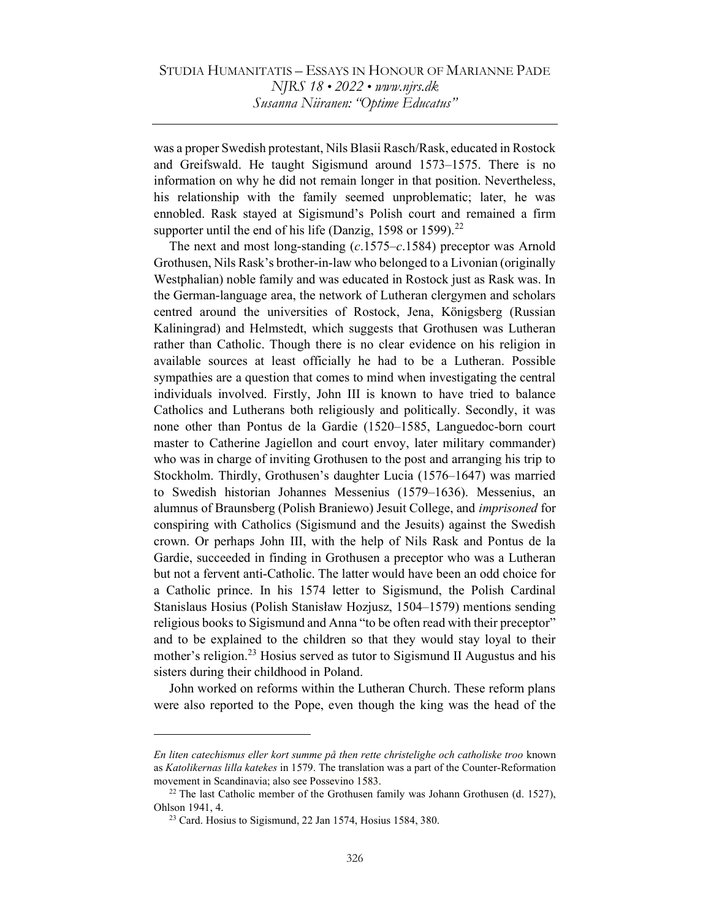was a proper Swedish protestant, Nils Blasii Rasch/Rask, educated in Rostock and Greifswald. He taught Sigismund around 1573–1575. There is no information on why he did not remain longer in that position. Nevertheless, his relationship with the family seemed unproblematic; later, he was ennobled. Rask stayed at Sigismund's Polish court and remained a firm supporter until the end of his life (Danzig, 1598 or 1599).[22]

The next and most long-standing (*c.*1575–*c.*1584) preceptor was Arnold Grothusen, Nils Rask's brother-in-law who belonged to a Livonian (originally Westphalian) noble family and was educated in Rostock just as Rask was. In the German-language area, the network of Lutheran clergymen and scholars centred around the universities of Rostock, Jena, Königsberg (Russian Kaliningrad) and Helmstedt, which suggests that Grothusen was Lutheran rather than Catholic. Though there is no clear evidence on his religion in available sources at least officially he had to be a Lutheran. Possible sympathies are a question that comes to mind when investigating the central individuals involved. Firstly, John III is known to have tried to balance Catholics and Lutherans both religiously and politically. Secondly, it was none other than Pontus de la Gardie (1520–1585, Languedoc-born court master to Catherine Jagiellon and court envoy, later military commander) who was in charge of inviting Grothusen to the post and arranging his trip to Stockholm. Thirdly, Grothusen's daughter Lucia (1576–1647) was married to Swedish historian Johannes Messenius (1579–1636). Messenius, an alumnus of Braunsberg (Polish Braniewo) Jesuit College, and *imprisoned* for conspiring with Catholics (Sigismund and the Jesuits) against the Swedish crown. Or perhaps John III, with the help of Nils Rask and Pontus de la Gardie, succeeded in finding in Grothusen a preceptor who was a Lutheran but not a fervent anti-Catholic. The latter would have been an odd choice for a Catholic prince. In his 1574 letter to Sigismund, the Polish Cardinal Stanislaus Hosius (Polish Stanisław Hozjusz, 1504–1579) mentions sending religious books to Sigismund and Anna "to be often read with their preceptor" and to be explained to the children so that they would stay loyal to their mother's religion.[23] Hosius served as tutor to Sigismund II Augustus and his sisters during their childhood in Poland.

John worked on reforms within the Lutheran Church. These reform plans were also reported to the Pope, even though the king was the head of the

---

*En liten catechismus eller kort summe på then rette christelighe och catholiske troo* known as *Katolikernas lilla katekes* in 1579. The translation was a part of the Counter-Reformation movement in Scandinavia; also see Possevino 1583.

[22] The last Catholic member of the Grothusen family was Johann Grothusen (d. 1527), Ohlson 1941, 4.

[23] Card. Hosius to Sigismund, 22 Jan 1574, Hosius 1584, 380.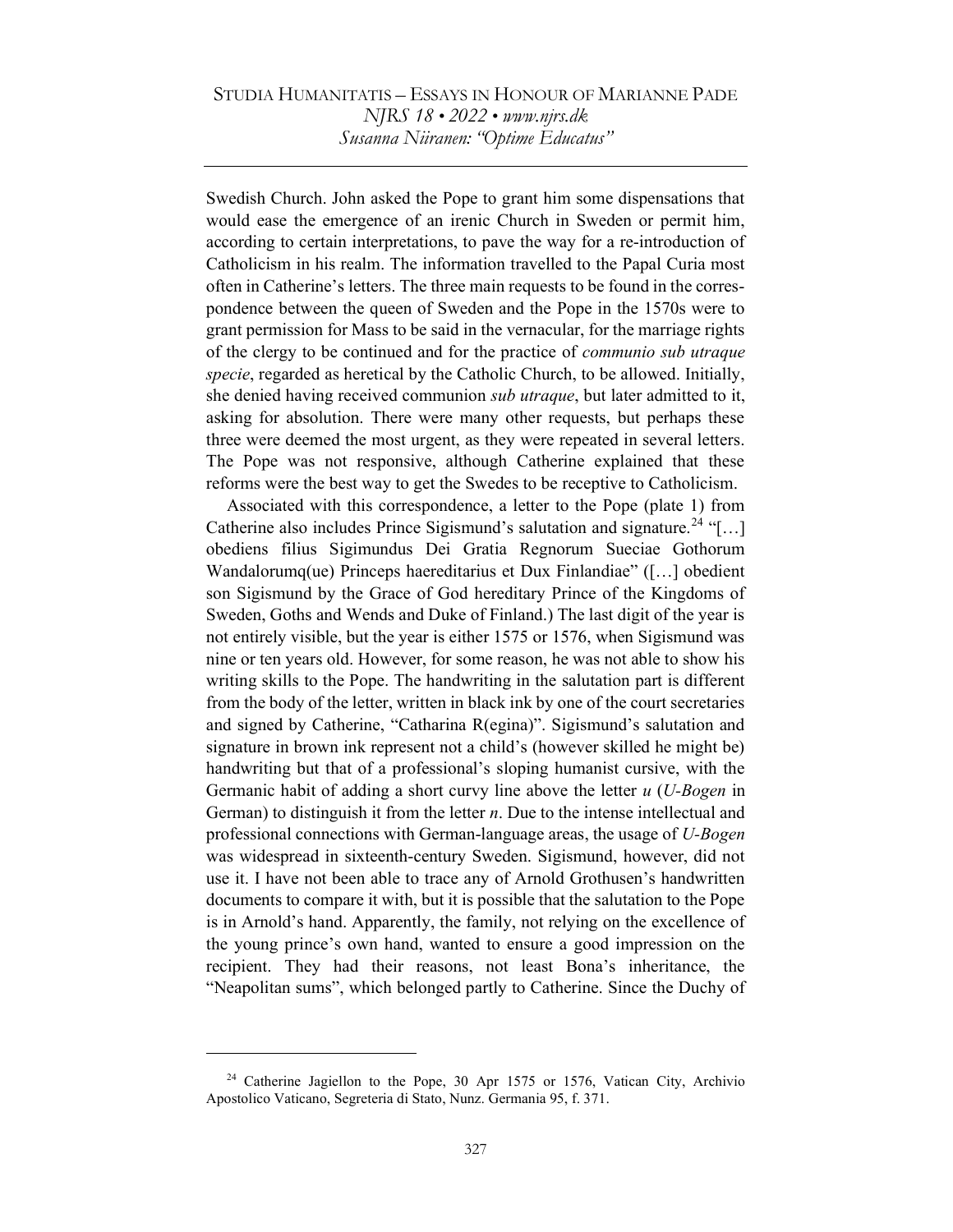Swedish Church. John asked the Pope to grant him some dispensations that would ease the emergence of an irenic Church in Sweden or permit him, according to certain interpretations, to pave the way for a re-introduction of Catholicism in his realm. The information travelled to the Papal Curia most often in Catherine's letters. The three main requests to be found in the correspondence between the queen of Sweden and the Pope in the 1570s were to grant permission for Mass to be said in the vernacular, for the marriage rights of the clergy to be continued and for the practice of *communio sub utraque specie*, regarded as heretical by the Catholic Church, to be allowed. Initially, she denied having received communion *sub utraque*, but later admitted to it, asking for absolution. There were many other requests, but perhaps these three were deemed the most urgent, as they were repeated in several letters. The Pope was not responsive, although Catherine explained that these reforms were the best way to get the Swedes to be receptive to Catholicism.

Associated with this correspondence, a letter to the Pope (plate 1) from Catherine also includes Prince Sigismund's salutation and signature.[24] "[…] obediens filius Sigimundus Dei Gratia Regnorum Sueciae Gothorum Wandalorumq(ue) Princeps haereditarius et Dux Finlandiae" ([…] obedient son Sigismund by the Grace of God hereditary Prince of the Kingdoms of Sweden, Goths and Wends and Duke of Finland.) The last digit of the year is not entirely visible, but the year is either 1575 or 1576, when Sigismund was nine or ten years old. However, for some reason, he was not able to show his writing skills to the Pope. The handwriting in the salutation part is different from the body of the letter, written in black ink by one of the court secretaries and signed by Catherine, "Catharina R(egina)". Sigismund's salutation and signature in brown ink represent not a child's (however skilled he might be) handwriting but that of a professional's sloping humanist cursive, with the Germanic habit of adding a short curvy line above the letter *u* (*U-Bogen* in German) to distinguish it from the letter *n*. Due to the intense intellectual and professional connections with German-language areas, the usage of *U-Bogen* was widespread in sixteenth-century Sweden. Sigismund, however, did not use it. I have not been able to trace any of Arnold Grothusen's handwritten documents to compare it with, but it is possible that the salutation to the Pope is in Arnold's hand. Apparently, the family, not relying on the excellence of the young prince's own hand, wanted to ensure a good impression on the recipient. They had their reasons, not least Bona's inheritance, the "Neapolitan sums", which belonged partly to Catherine. Since the Duchy of

[24] Catherine Jagiellon to the Pope, 30 Apr 1575 or 1576, Vatican City, Archivio Apostolico Vaticano, Segreteria di Stato, Nunz. Germania 95, f. 371.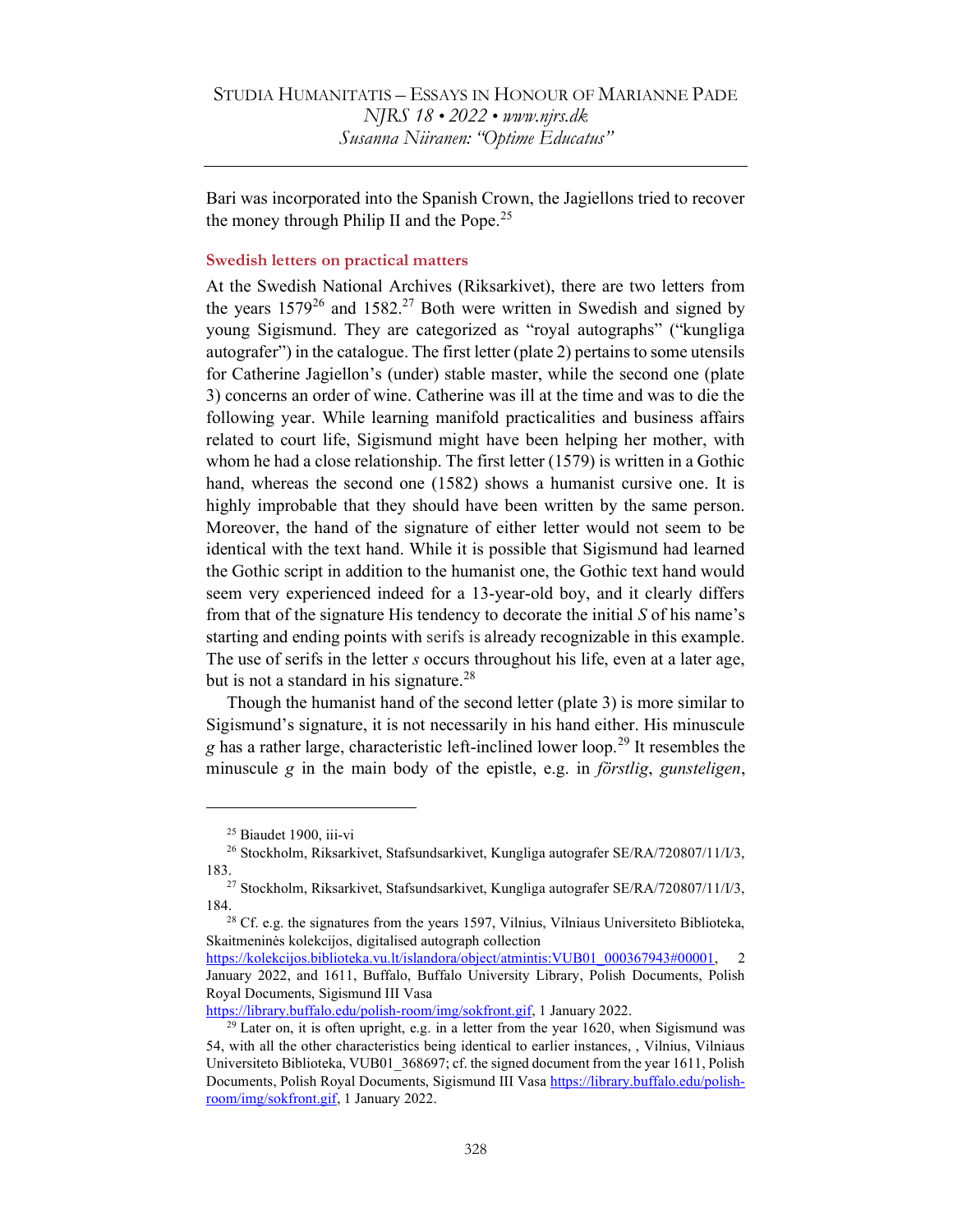Bari was incorporated into the Spanish Crown, the Jagiellons tried to recover the money through Philip II and the Pope.[25]

### Swedish letters on practical matters

At the Swedish National Archives (Riksarkivet), there are two letters from the years 1579[26] and 1582.[27] Both were written in Swedish and signed by young Sigismund. They are categorized as "royal autographs" ("kungliga autografer") in the catalogue. The first letter (plate 2) pertains to some utensils for Catherine Jagiellon's (under) stable master, while the second one (plate 3) concerns an order of wine. Catherine was ill at the time and was to die the following year. While learning manifold practicalities and business affairs related to court life, Sigismund might have been helping her mother, with whom he had a close relationship. The first letter (1579) is written in a Gothic hand, whereas the second one (1582) shows a humanist cursive one. It is highly improbable that they should have been written by the same person. Moreover, the hand of the signature of either letter would not seem to be identical with the text hand. While it is possible that Sigismund had learned the Gothic script in addition to the humanist one, the Gothic text hand would seem very experienced indeed for a 13-year-old boy, and it clearly differs from that of the signature His tendency to decorate the initial *S* of his name's starting and ending points with serifs is already recognizable in this example. The use of serifs in the letter *s* occurs throughout his life, even at a later age, but is not a standard in his signature.[28]

Though the humanist hand of the second letter (plate 3) is more similar to Sigismund's signature, it is not necessarily in his hand either. His minuscule *g* has a rather large, characteristic left-inclined lower loop.[29] It resembles the minuscule *g* in the main body of the epistle, e.g. in *förstlig*, *gunsteligen*,

---

[25] Biaudet 1900, iii-vi

[26] Stockholm, Riksarkivet, Stafsundsarkivet, Kungliga autografer SE/RA/720807/11/I/3, 183.

[27] Stockholm, Riksarkivet, Stafsundsarkivet, Kungliga autografer SE/RA/720807/11/I/3, 184.

[28] Cf. e.g. the signatures from the years 1597, Vilnius, Vilniaus Universiteto Biblioteka, Skaitmeninės kolekcijos, digitalised autograph collection https://kolekcijos.biblioteka.vu.lt/islandora/object/atmintis:VUB01_000367943#00001, 2 January 2022, and 1611, Buffalo, Buffalo University Library, Polish Documents, Polish Royal Documents, Sigismund III Vasa https://library.buffalo.edu/polish-room/img/sokfront.gif, 1 January 2022.

[29] Later on, it is often upright, e.g. in a letter from the year 1620, when Sigismund was 54, with all the other characteristics being identical to earlier instances, , Vilnius, Vilniaus Universiteto Biblioteka, VUB01_368697; cf. the signed document from the year 1611, Polish Documents, Polish Royal Documents, Sigismund III Vasa https://library.buffalo.edu/polish-room/img/sokfront.gif, 1 January 2022.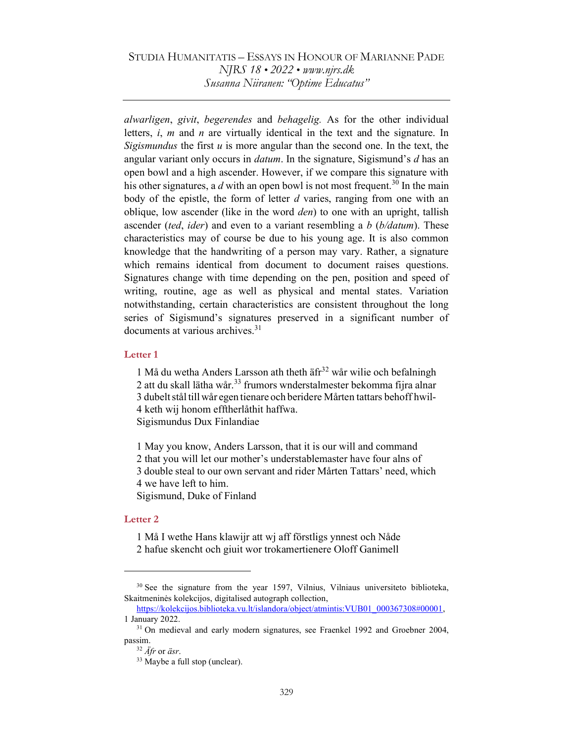*alwarligen*, *givit*, *begerendes* and *behagelig.* As for the other individual letters, *i*, *m* and *n* are virtually identical in the text and the signature. In *Sigismundus* the first *u* is more angular than the second one. In the text, the angular variant only occurs in *datum*. In the signature, Sigismund's *d* has an open bowl and a high ascender. However, if we compare this signature with his other signatures, a *d* with an open bowl is not most frequent.[30] In the main body of the epistle, the form of letter *d* varies, ranging from one with an oblique, low ascender (like in the word *den*) to one with an upright, tallish ascender (*ted*, *ider*) and even to a variant resembling a *b* (*b/datum*). These characteristics may of course be due to his young age. It is also common knowledge that the handwriting of a person may vary. Rather, a signature which remains identical from document to document raises questions. Signatures change with time depending on the pen, position and speed of writing, routine, age as well as physical and mental states. Variation notwithstanding, certain characteristics are consistent throughout the long series of Sigismund's signatures preserved in a significant number of documents at various archives.[31]

### Letter 1

1 Må du wetha Anders Larsson ath theth äfr[32] wår wilie och befalningh
2 att du skall lätha wår.[33] frumors wnderstalmester bekomma fijra alnar
3 dubelt stål till wår egen tienare och beridere Mårten tattars behoff hwil-
4 keth wij honom efftherlåthit haffwa.
Sigismundus Dux Finlandiae

1 May you know, Anders Larsson, that it is our will and command
2 that you will let our mother's understablemaster have four alns of
3 double steal to our own servant and rider Mårten Tattars' need, which
4 we have left to him.
Sigismund, Duke of Finland

### Letter 2

1 Må I wethe Hans klawijr att wj aff förstligs ynnest och Nåde
2 hafue skencht och giuit wor trokamertienere Oloff Ganimell

---

[30] See the signature from the year 1597, Vilnius, Vilniaus universiteto biblioteka, Skaitmeninės kolekcijos, digitalised autograph collection, https://kolekcijos.biblioteka.vu.lt/islandora/object/atmintis:VUB01_000367308#00001, 1 January 2022.

[31] On medieval and early modern signatures, see Fraenkel 1992 and Groebner 2004, passim.

[32] *Äfr* or *äsr*.

[33] Maybe a full stop (unclear).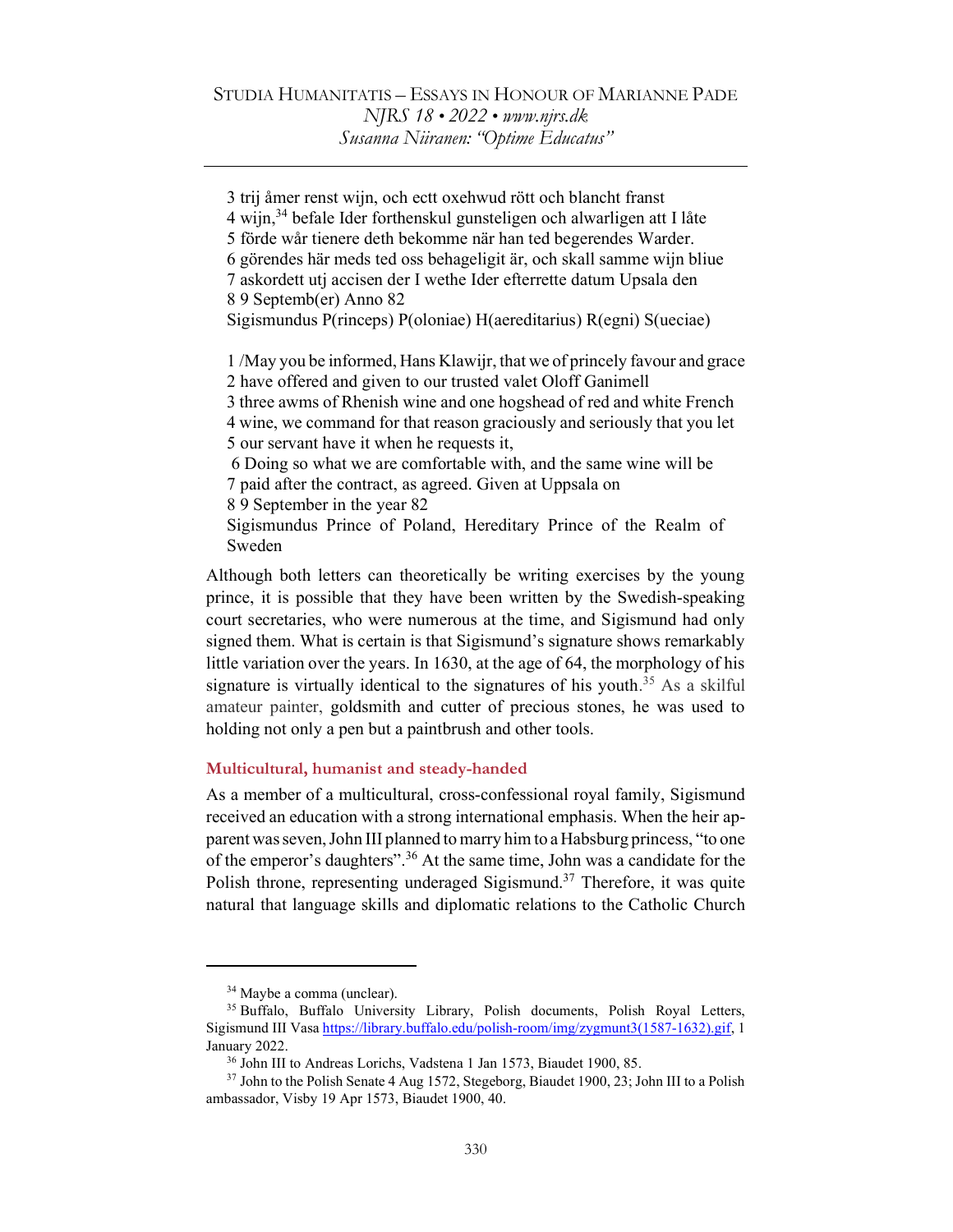3 trij åmer renst wijn, och ectt oxehwud rött och blancht franst
4 wijn,[34] befale Ider forthenskul gunsteligen och alwarligen att I låte
5 förde wår tienere deth bekomme när han ted begerendes Warder.
6 görendes här meds ted oss behageligit är, och skall samme wijn bliue
7 askordett utj accisen der I wethe Ider efterrette datum Upsala den
8 9 Septemb(er) Anno 82
Sigismundus P(rinceps) P(oloniae) H(aereditarius) R(egni) S(ueciae)

1 /May you be informed, Hans Klawijr, that we of princely favour and grace
2 have offered and given to our trusted valet Oloff Ganimell
3 three awms of Rhenish wine and one hogshead of red and white French
4 wine, we command for that reason graciously and seriously that you let
5 our servant have it when he requests it,
6 Doing so what we are comfortable with, and the same wine will be
7 paid after the contract, as agreed. Given at Uppsala on
8 9 September in the year 82
Sigismundus Prince of Poland, Hereditary Prince of the Realm of Sweden

Although both letters can theoretically be writing exercises by the young prince, it is possible that they have been written by the Swedish-speaking court secretaries, who were numerous at the time, and Sigismund had only signed them. What is certain is that Sigismund's signature shows remarkably little variation over the years. In 1630, at the age of 64, the morphology of his signature is virtually identical to the signatures of his youth.[35] As a skilful amateur painter, goldsmith and cutter of precious stones, he was used to holding not only a pen but a paintbrush and other tools.

## Multicultural, humanist and steady-handed

As a member of a multicultural, cross-confessional royal family, Sigismund received an education with a strong international emphasis. When the heir apparent was seven, John III planned to marry him to a Habsburg princess, "to one of the emperor's daughters".[36] At the same time, John was a candidate for the Polish throne, representing underaged Sigismund.[37] Therefore, it was quite natural that language skills and diplomatic relations to the Catholic Church

[34] Maybe a comma (unclear).

[35] Buffalo, Buffalo University Library, Polish documents, Polish Royal Letters, Sigismund III Vasa https://library.buffalo.edu/polish-room/img/zygmunt3(1587-1632).gif, 1 January 2022.

[36] John III to Andreas Lorichs, Vadstena 1 Jan 1573, Biaudet 1900, 85.

[37] John to the Polish Senate 4 Aug 1572, Stegeborg, Biaudet 1900, 23; John III to a Polish ambassador, Visby 19 Apr 1573, Biaudet 1900, 40.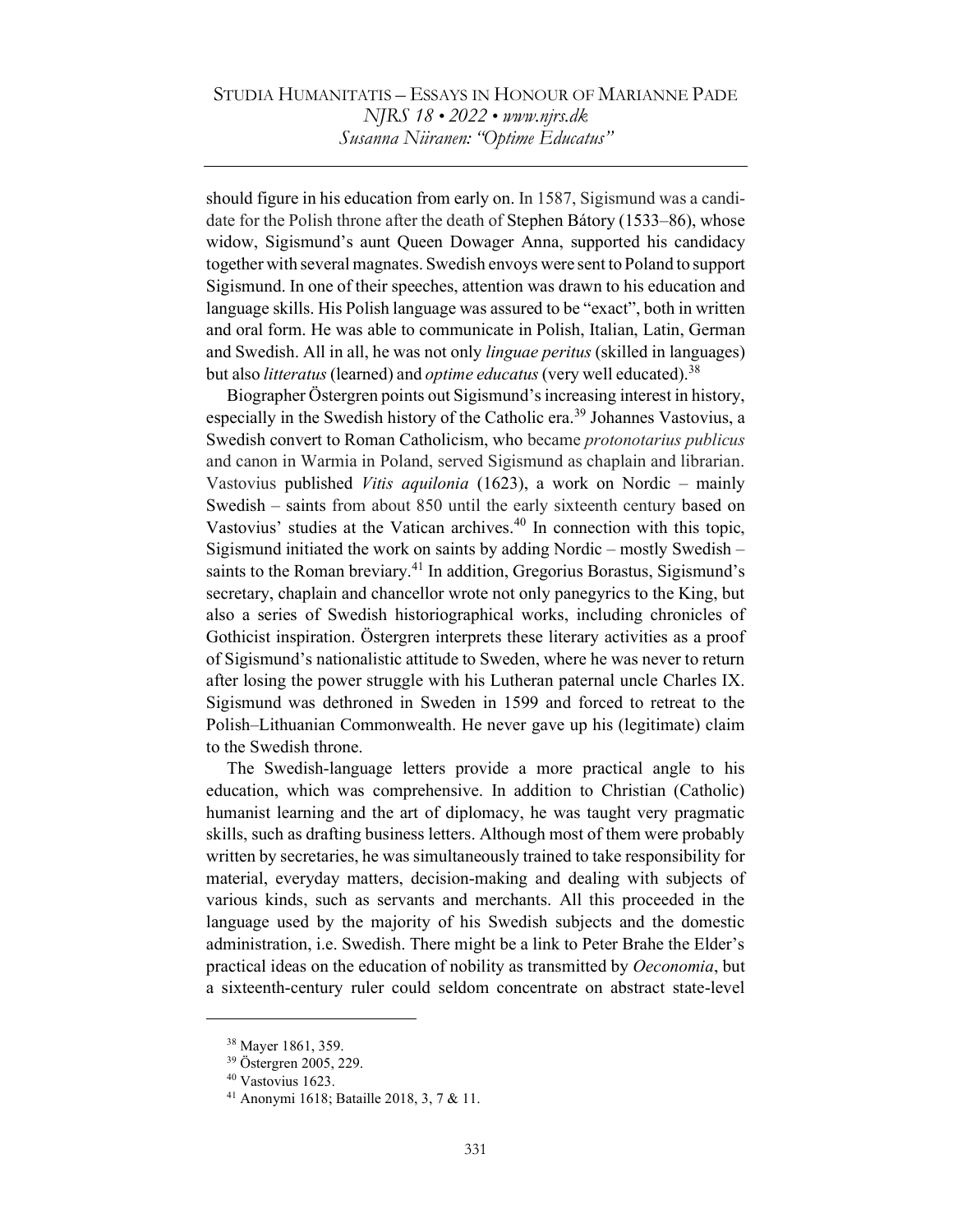should figure in his education from early on. In 1587, Sigismund was a candidate for the Polish throne after the death of Stephen Báthory (1533–86), whose widow, Sigismund's aunt Queen Dowager Anna, supported his candidacy together with several magnates. Swedish envoys were sent to Poland to support Sigismund. In one of their speeches, attention was drawn to his education and language skills. His Polish language was assured to be "exact", both in written and oral form. He was able to communicate in Polish, Italian, Latin, German and Swedish. All in all, he was not only *linguae peritus* (skilled in languages) but also *litteratus* (learned) and *optime educatus* (very well educated).[38]

Biographer Östergren points out Sigismund's increasing interest in history, especially in the Swedish history of the Catholic era.[39] Johannes Vastovius, a Swedish convert to Roman Catholicism, who became *protonotarius publicus* and canon in Warmia in Poland, served Sigismund as chaplain and librarian. Vastovius published *Vitis aquilonia* (1623), a work on Nordic – mainly Swedish – saints from about 850 until the early sixteenth century based on Vastovius' studies at the Vatican archives.[40] In connection with this topic, Sigismund initiated the work on saints by adding Nordic – mostly Swedish – saints to the Roman breviary.[41] In addition, Gregorius Borastus, Sigismund's secretary, chaplain and chancellor wrote not only panegyrics to the King, but also a series of Swedish historiographical works, including chronicles of Gothicist inspiration. Östergren interprets these literary activities as a proof of Sigismund's nationalistic attitude to Sweden, where he was never to return after losing the power struggle with his Lutheran paternal uncle Charles IX. Sigismund was dethroned in Sweden in 1599 and forced to retreat to the Polish–Lithuanian Commonwealth. He never gave up his (legitimate) claim to the Swedish throne.

The Swedish-language letters provide a more practical angle to his education, which was comprehensive. In addition to Christian (Catholic) humanist learning and the art of diplomacy, he was taught very pragmatic skills, such as drafting business letters. Although most of them were probably written by secretaries, he was simultaneously trained to take responsibility for material, everyday matters, decision-making and dealing with subjects of various kinds, such as servants and merchants. All this proceeded in the language used by the majority of his Swedish subjects and the domestic administration, i.e. Swedish. There might be a link to Peter Brahe the Elder's practical ideas on the education of nobility as transmitted by *Oeconomia*, but a sixteenth-century ruler could seldom concentrate on abstract state-level

---

[38] Mayer 1861, 359.

[39] Östergren 2005, 229.

[40] Vastovius 1623.

[41] Anonymi 1618; Bataille 2018, 3, 7 & 11.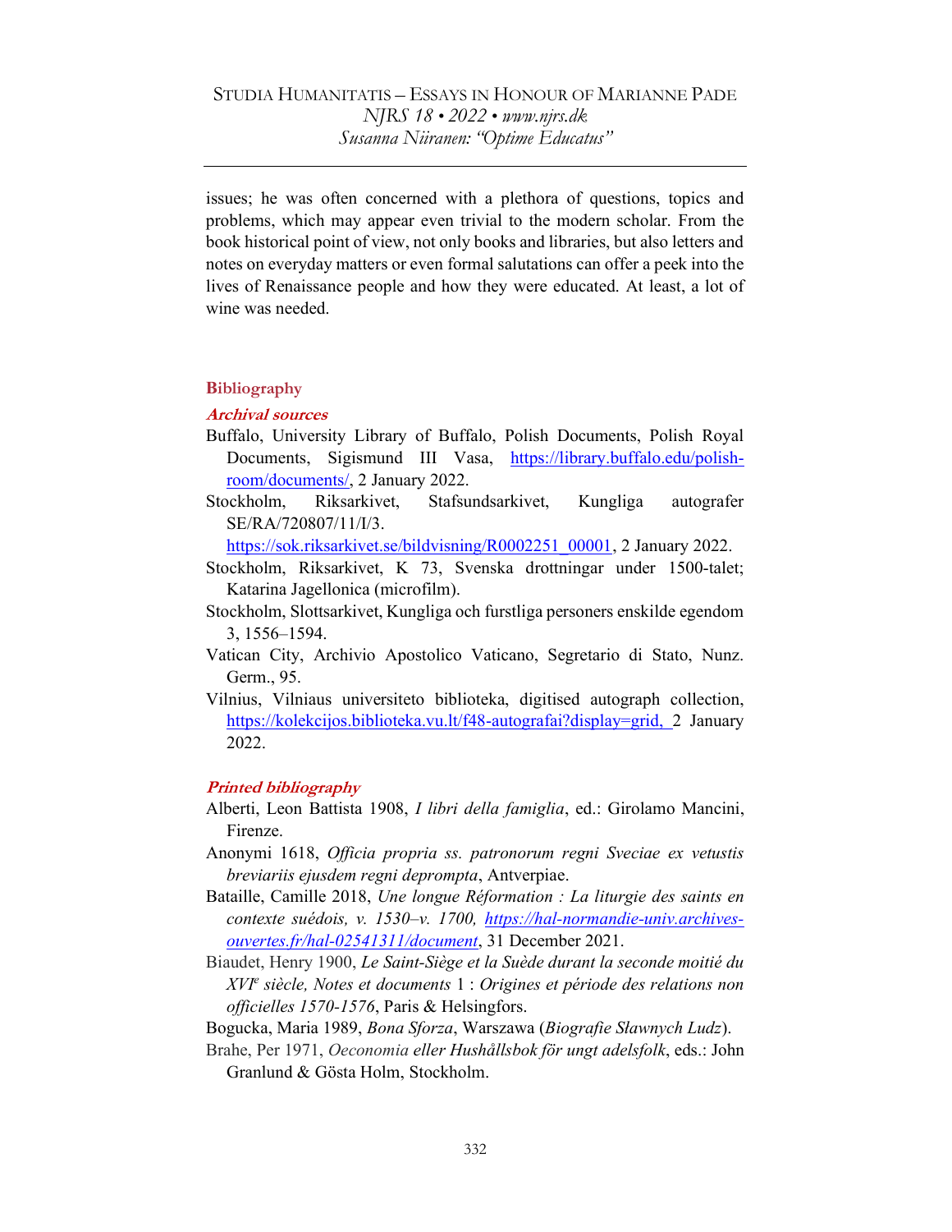issues; he was often concerned with a plethora of questions, topics and problems, which may appear even trivial to the modern scholar. From the book historical point of view, not only books and libraries, but also letters and notes on everyday matters or even formal salutations can offer a peek into the lives of Renaissance people and how they were educated. At least, a lot of wine was needed.

## Bibliography

### *Archival sources*

Buffalo, University Library of Buffalo, Polish Documents, Polish Royal Documents, Sigismund III Vasa, https://library.buffalo.edu/polish-room/documents/, 2 January 2022.

Stockholm, Riksarkivet, Stafsundsarkivet, Kungliga autografer SE/RA/720807/11/I/3. https://sok.riksarkivet.se/bildvisning/R0002251_00001, 2 January 2022.

Stockholm, Riksarkivet, K 73, Svenska drottningar under 1500-talet; Katarina Jagellonica (microfilm).

Stockholm, Slottsarkivet, Kungliga och furstliga personers enskilde egendom 3, 1556–1594.

Vatican City, Archivio Apostolico Vaticano, Segretario di Stato, Nunz. Germ., 95.

Vilnius, Vilniaus universiteto biblioteka, digitised autograph collection, https://kolekcijos.biblioteka.vu.lt/f48-autografai?display=grid, 2 January 2022.

### *Printed bibliography*

Alberti, Leon Battista 1908, *I libri della famiglia*, ed.: Girolamo Mancini, Firenze.

Anonymi 1618, *Officia propria ss. patronorum regni Sveciae ex vetustis breviariis ejusdem regni deprompta*, Antverpiae.

Bataille, Camille 2018, *Une longue Réformation : La liturgie des saints en contexte suédois, v. 1530–v. 1700, https://hal-normandie-univ.archives-ouvertes.fr/hal-02541311/document*, 31 December 2021.

Biaudet, Henry 1900, *Le Saint-Siège et la Suède durant la seconde moitié du XVI*[e] *siècle, Notes et documents* 1 : *Origines et période des relations non officielles 1570-1576*, Paris & Helsingfors.

Bogucka, Maria 1989, *Bona Sforza*, Warszawa (*Biografie Sławnych Ludz*).

Brahe, Per 1971, *Oeconomia eller Hushållsbok för ungt adelsfolk*, eds.: John Granlund & Gösta Holm, Stockholm.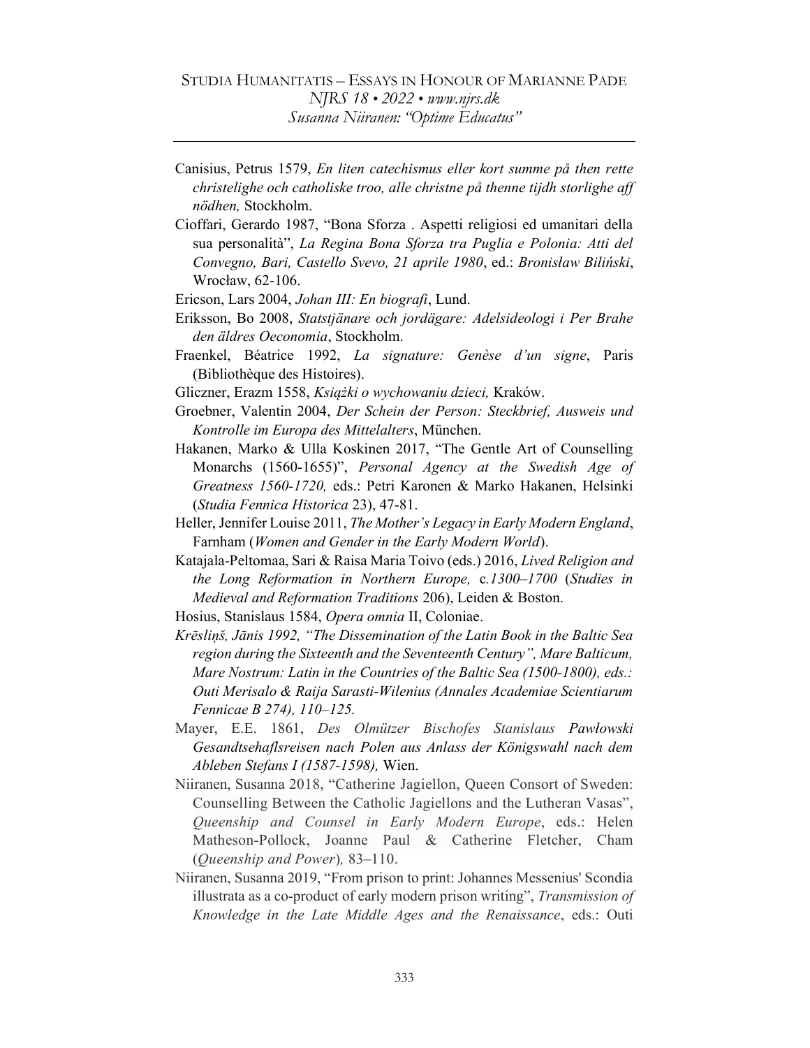Canisius, Petrus 1579, *En liten catechismus eller kort summe på then rette christelighe och catholiske troo, alle christne på thenne tijdh storlighe aff nödhen,* Stockholm.

Cioffari, Gerardo 1987, "Bona Sforza . Aspetti religiosi ed umanitari della sua personalità", *La Regina Bona Sforza tra Puglia e Polonia: Atti del Convegno, Bari, Castello Svevo, 21 aprile 1980*, ed.: *Bronisław Biliński*, Wrocław, 62-106.

Ericson, Lars 2004, *Johan III: En biografi*, Lund.

Eriksson, Bo 2008, *Statstjänare och jordägare: Adelsideologi i Per Brahe den äldres Oeconomia*, Stockholm.

Fraenkel, Béatrice 1992, *La signature: Genèse d'un signe*, Paris (Bibliothèque des Histoires).

Gliczner, Erazm 1558, *Książki o wychowaniu dzieci,* Kraków.

Groebner, Valentin 2004, *Der Schein der Person: Steckbrief, Ausweis und Kontrolle im Europa des Mittelalters*, München.

Hakanen, Marko & Ulla Koskinen 2017, "The Gentle Art of Counselling Monarchs (1560-1655)", *Personal Agency at the Swedish Age of Greatness 1560-1720,* eds.: Petri Karonen & Marko Hakanen, Helsinki (*Studia Fennica Historica* 23), 47-81.

Heller, Jennifer Louise 2011, *The Mother's Legacy in Early Modern England*, Farnham (*Women and Gender in the Early Modern World*).

Katajala-Peltomaa, Sari & Raisa Maria Toivo (eds.) 2016, *Lived Religion and the Long Reformation in Northern Europe,* c*.1300–1700* (*Studies in Medieval and Reformation Traditions* 206), Leiden & Boston.

Hosius, Stanislaus 1584, *Opera omnia* II, Coloniae.

*Krēsliņš, Jānis 1992, "The Dissemination of the Latin Book in the Baltic Sea region during the Sixteenth and the Seventeenth Century", Mare Balticum, Mare Nostrum: Latin in the Countries of the Baltic Sea (1500-1800), eds.: Outi Merisalo & Raija Sarasti-Wilenius (Annales Academiae Scientiarum Fennicae B 274), 110–125.*

Mayer, E.E. 1861, *Des Olmützer Bischofes Stanislaus* **Pawłowski** *Gesandtsehaflsreisen nach Polen aus Anlass der Königswahl nach dem Ableben Stefans I (1587-1598),* Wien.

Niiranen, Susanna 2018, "Catherine Jagiellon, Queen Consort of Sweden: Counselling Between the Catholic Jagiellons and the Lutheran Vasas", *Queenship and Counsel in Early Modern Europe*, eds.: Helen Matheson-Pollock, Joanne Paul & Catherine Fletcher, Cham (*Queenship and Power*)*,* 83–110.

Niiranen, Susanna 2019, "From prison to print: Johannes Messenius' Scondia illustrata as a co-product of early modern prison writing", *Transmission of Knowledge in the Late Middle Ages and the Renaissance*, eds.: Outi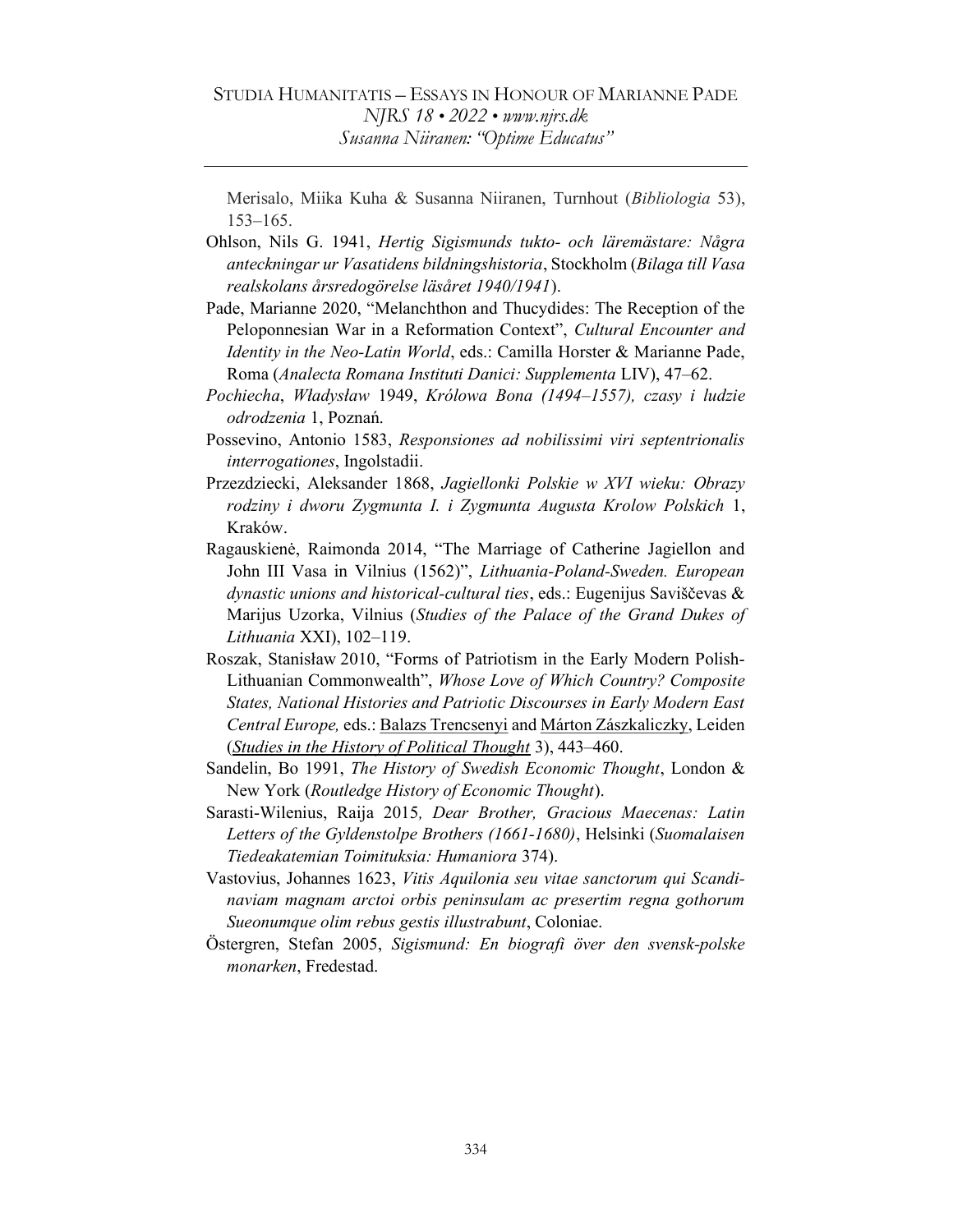Merisalo, Miika Kuha & Susanna Niiranen, Turnhout (*Bibliologia* 53), 153–165.

Ohlson, Nils G. 1941, *Hertig Sigismunds tukto- och läremästare: Några anteckningar ur Vasatidens bildningshistoria*, Stockholm (*Bilaga till Vasa realskolans årsredogörelse läsåret 1940/1941*).

Pade, Marianne 2020, "Melanchthon and Thucydides: The Reception of the Peloponnesian War in a Reformation Context", *Cultural Encounter and Identity in the Neo-Latin World*, eds.: Camilla Horster & Marianne Pade, Roma (*Analecta Romana Instituti Danici: Supplementa* LIV), 47–62.

*Pochiecha*, *Władysław* 1949, *Królowa Bona (1494–1557), czasy i ludzie odrodzenia* 1, Poznań.

Possevino, Antonio 1583, *Responsiones ad nobilissimi viri septentrionalis interrogationes*, Ingolstadii.

Przezdziecki, Aleksander 1868, *Jagiellonki Polskie w XVI wieku: Obrazy rodziny i dworu Zygmunta I. i Zygmunta Augusta Krolow Polskich* 1, Kraków.

Ragauskienė, Raimonda 2014, "The Marriage of Catherine Jagiellon and John III Vasa in Vilnius (1562)", *Lithuania-Poland-Sweden. European dynastic unions and historical-cultural ties*, eds.: Eugenijus Saviščevas & Marijus Uzorka, Vilnius (*Studies of the Palace of the Grand Dukes of Lithuania* XXI), 102–119.

Roszak, Stanisław 2010, "Forms of Patriotism in the Early Modern Polish-Lithuanian Commonwealth", *Whose Love of Which Country? Composite States, National Histories and Patriotic Discourses in Early Modern East Central Europe,* eds.: Balazs Trencsenyi and Márton Zászkaliczky, Leiden (*Studies in the History of Political Thought* 3), 443–460.

Sandelin, Bo 1991, *The History of Swedish Economic Thought*, London & New York (*Routledge History of Economic Thought*).

Sarasti-Wilenius, Raija 2015*, Dear Brother, Gracious Maecenas: Latin Letters of the Gyldenstolpe Brothers (1661-1680)*, Helsinki (*Suomalaisen Tiedeakatemian Toimituksia: Humaniora* 374).

Vastovius, Johannes 1623, *Vitis Aquilonia seu vitae sanctorum qui Scandinaviam magnam arctoi orbis peninsulam ac presertim regna gothorum Sueonumque olim rebus gestis illustrabunt*, Coloniae.

Östergren, Stefan 2005, *Sigismund: En biografi över den svensk-polske monarken*, Fredestad.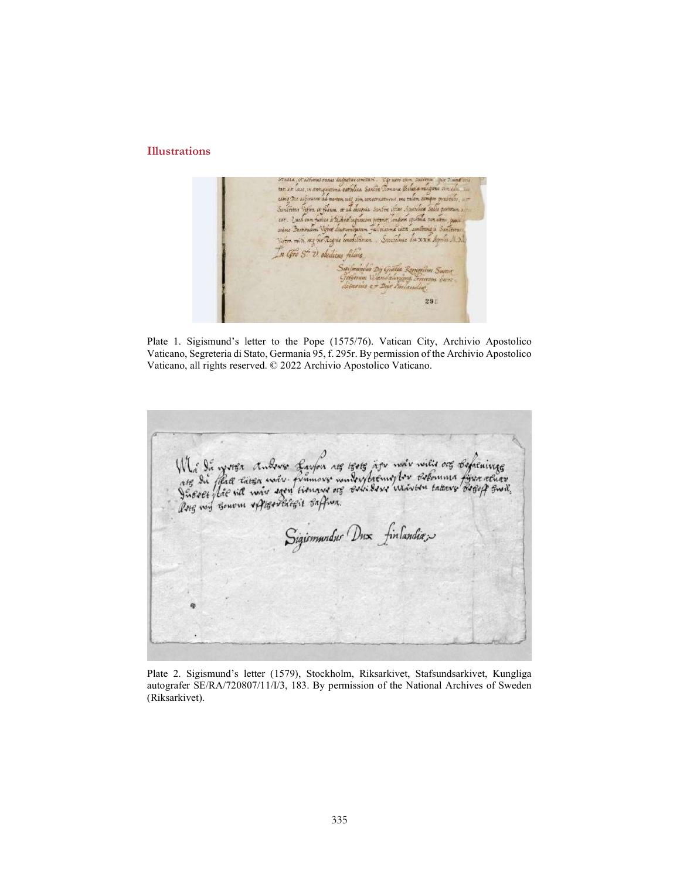## Illustrations

Plate 1. Sigismund's letter to the Pope (1575/76). Vatican City, Archivio Apostolico Vaticano, Segreteria di Stato, Germania 95, f. 295r. By permission of the Archivio Apostolico Vaticano, all rights reserved. © 2022 Archivio Apostolico Vaticano.

Plate 2. Sigismund's letter (1579), Stockholm, Riksarkivet, Stafsundsarkivet, Kungliga autografer SE/RA/720807/11/I/3, 183. By permission of the National Archives of Sweden (Riksarkivet).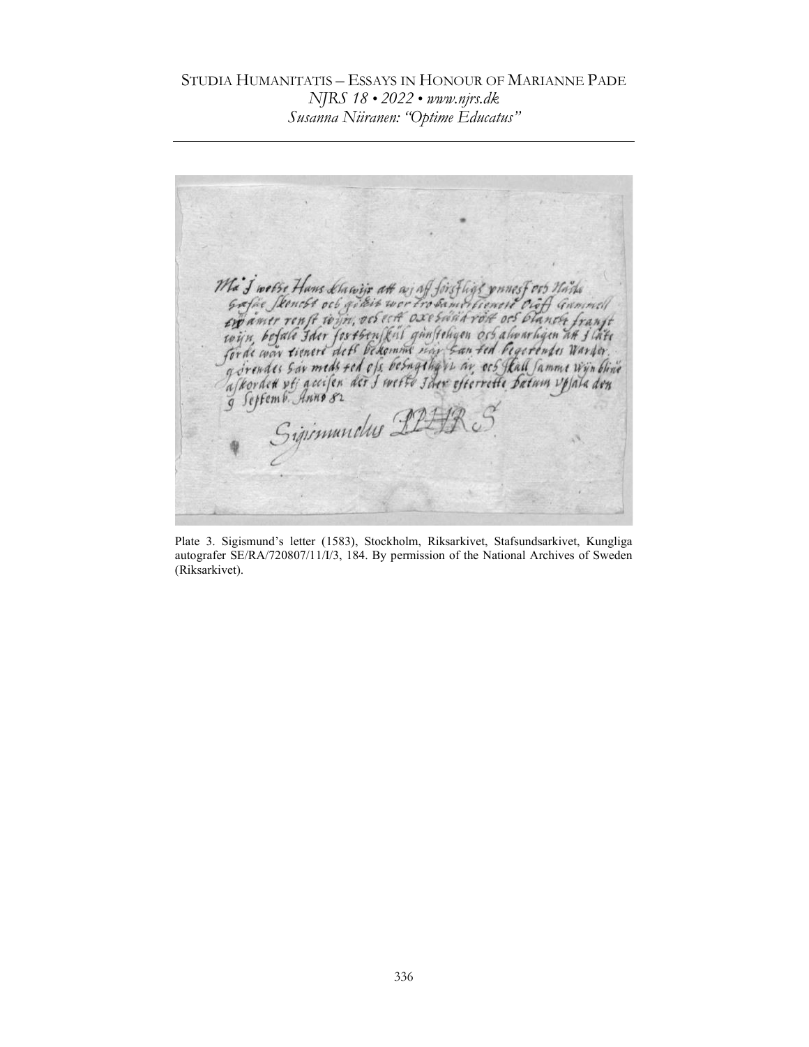Plate 3. Sigismund's letter (1583), Stockholm, Riksarkivet, Stafsundsarkivet, Kungliga autografer SE/RA/720807/11/I/3, 184. By permission of the National Archives of Sweden (Riksarkivet).